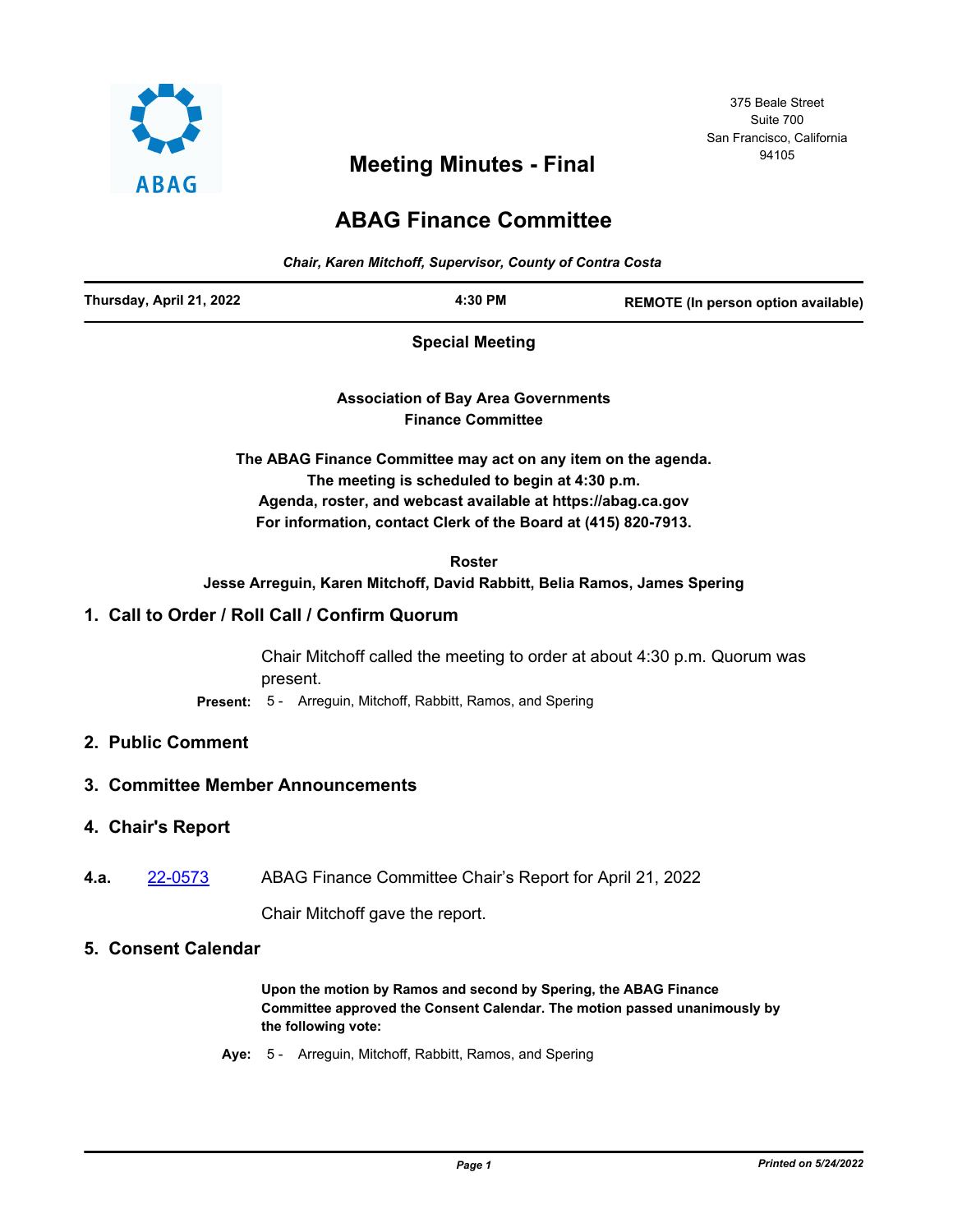ABAG

375 Beale Street
Suite 700
San Francisco, California
94105

# Meeting Minutes - Final

# ABAG Finance Committee

*Chair, Karen Mitchoff, Supervisor, County of Contra Costa*

**Thursday, April 21, 2022** **4:30 PM** **REMOTE (In person option available)**

**Special Meeting**

**Association of Bay Area Governments**
**Finance Committee**

**The ABAG Finance Committee may act on any item on the agenda.**
**The meeting is scheduled to begin at 4:30 p.m.**
**Agenda, roster, and webcast available at https://abag.ca.gov**
**For information, contact Clerk of the Board at (415) 820-7913.**

**Roster**
**Jesse Arreguin, Karen Mitchoff, David Rabbitt, Belia Ramos, James Spering**

## 1. Call to Order / Roll Call / Confirm Quorum

Chair Mitchoff called the meeting to order at about 4:30 p.m. Quorum was present.

**Present:** 5 - Arreguin, Mitchoff, Rabbitt, Ramos, and Spering

## 2. Public Comment

## 3. Committee Member Announcements

## 4. Chair's Report

**4.a.** 22-0573 ABAG Finance Committee Chair's Report for April 21, 2022

Chair Mitchoff gave the report.

## 5. Consent Calendar

**Upon the motion by Ramos and second by Spering, the ABAG Finance Committee approved the Consent Calendar. The motion passed unanimously by the following vote:**

**Aye:** 5 - Arreguin, Mitchoff, Rabbitt, Ramos, and Spering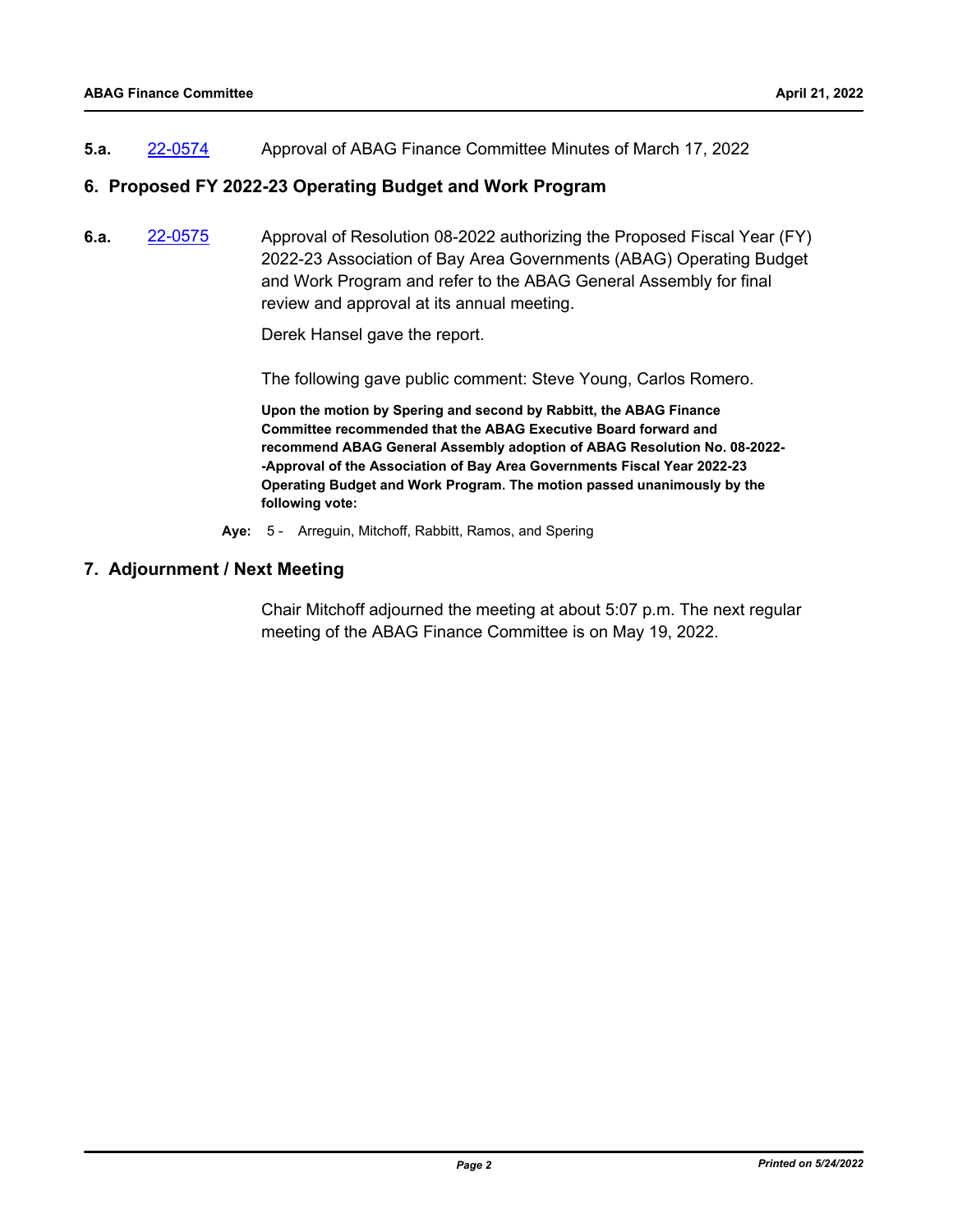**5.a.** 22-0574 Approval of ABAG Finance Committee Minutes of March 17, 2022

## 6. Proposed FY 2022-23 Operating Budget and Work Program

**6.a.** 22-0575 Approval of Resolution 08-2022 authorizing the Proposed Fiscal Year (FY) 2022-23 Association of Bay Area Governments (ABAG) Operating Budget and Work Program and refer to the ABAG General Assembly for final review and approval at its annual meeting.

Derek Hansel gave the report.

The following gave public comment: Steve Young, Carlos Romero.

**Upon the motion by Spering and second by Rabbitt, the ABAG Finance Committee recommended that the ABAG Executive Board forward and recommend ABAG General Assembly adoption of ABAG Resolution No. 08-2022--Approval of the Association of Bay Area Governments Fiscal Year 2022-23 Operating Budget and Work Program. The motion passed unanimously by the following vote:**

**Aye:** 5 - Arreguin, Mitchoff, Rabbitt, Ramos, and Spering

## 7. Adjournment / Next Meeting

Chair Mitchoff adjourned the meeting at about 5:07 p.m. The next regular meeting of the ABAG Finance Committee is on May 19, 2022.